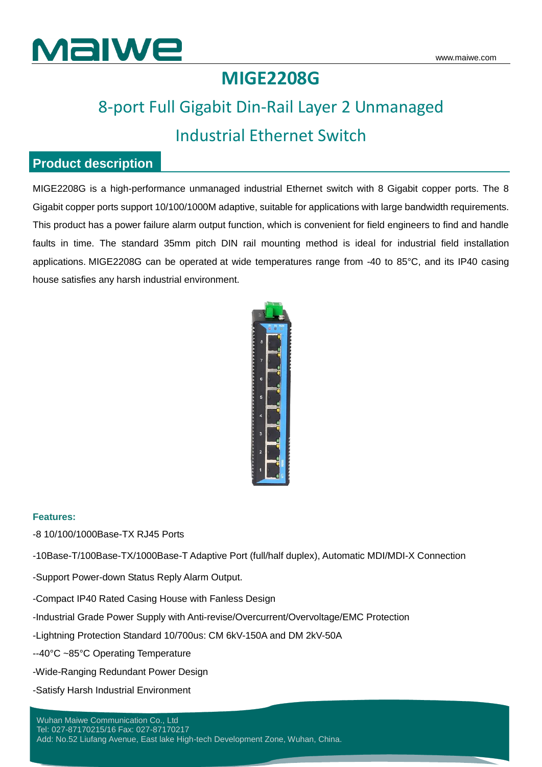# MIGE2208G

## 8-port Full Gigabit Din-Rail Layer 2 Unmanaged Industrial Ethernet Switch

## Product description

MIGE2208G is a high-performance unmanaged industrial Ethernet switch with 8 Gigabit copper ports. The 8 Gigabit copper ports support 10/100/1000M adaptive, suitable for applications with large bandwidth requirements. This product has a power failure alarm output function, which is convenient for field engineers to find and handle faults in time. The standard 35mm pitch DIN rail mounting method is ideal for industrial field installation applications. MIGE2208G can be operated at wide temperatures range from -40 to 85°C, and its IP40 casing house satisfies any harsh industrial environment.

**Features:**

-8 10/100/1000Base-TX RJ45 Ports

-10Base-T/100Base-TX/1000Base-T Adaptive Port (full/half duplex), Automatic MDI/MDI-X Connection

-Support Power-down Status Reply Alarm Output.

-Compact IP40 Rated Casing House with Fanless Design

-Industrial Grade Power Supply with Anti-revise/Overcurrent/Overvoltage/EMC Protection

-Lightning Protection Standard 10/700us: CM 6kV-150A and DM 2kV-50A

--40°C ~85°C Operating Temperature

-Wide-Ranging Redundant Power Design

-Satisfy Harsh Industrial Environment

Wuhan Maiwe Communication Co., Ltd
Tel: 027-87170215/16 Fax: 027-87170217
Add: No.52 Liufang Avenue, East lake High-tech Development Zone, Wuhan, China.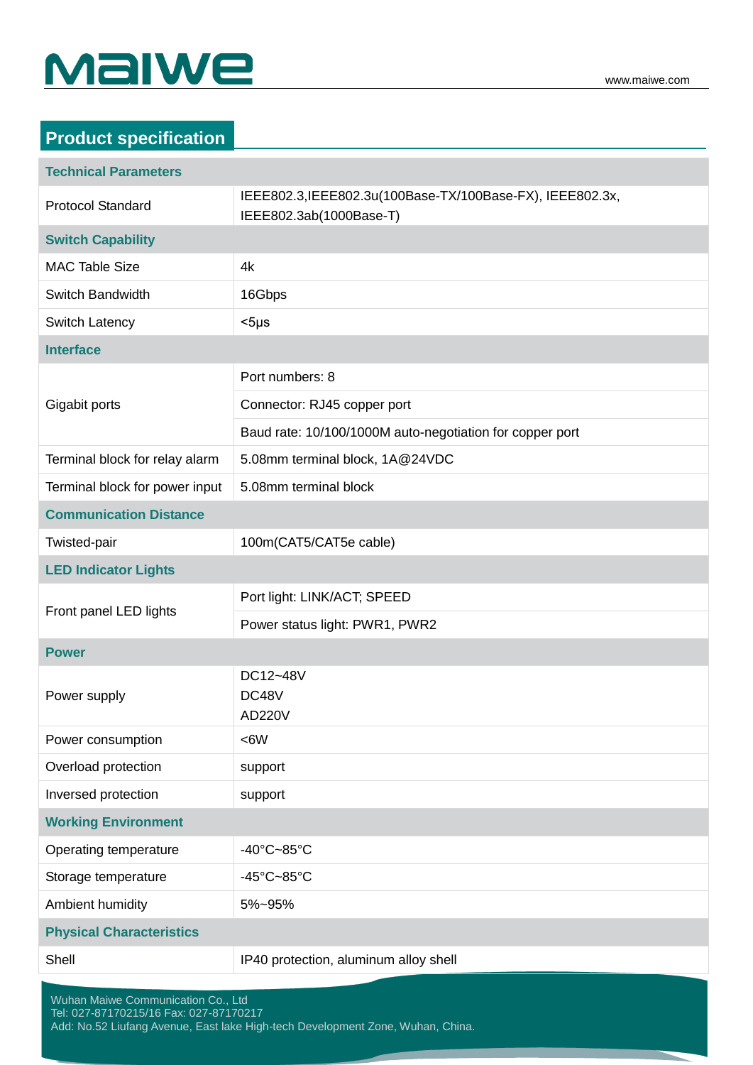## Product specification

| Technical Parameters | |
|---|---|
| Protocol Standard | IEEE802.3,IEEE802.3u(100Base-TX/100Base-FX), IEEE802.3x, IEEE802.3ab(1000Base-T) |
| **Switch Capability** | |
| MAC Table Size | 4k |
| Switch Bandwidth | 16Gbps |
| Switch Latency | <5μs |
| **Interface** | |
| Gigabit ports | Port numbers: 8 |
| | Connector: RJ45 copper port |
| | Baud rate: 10/100/1000M auto-negotiation for copper port |
| Terminal block for relay alarm | 5.08mm terminal block, 1A@24VDC |
| Terminal block for power input | 5.08mm terminal block |
| **Communication Distance** | |
| Twisted-pair | 100m(CAT5/CAT5e cable) |
| **LED Indicator Lights** | |
| Front panel LED lights | Port light: LINK/ACT; SPEED |
| | Power status light: PWR1, PWR2 |
| **Power** | |
| Power supply | DC12~48V<br>DC48V<br>AD220V |
| Power consumption | <6W |
| Overload protection | support |
| Inversed protection | support |
| **Working Environment** | |
| Operating temperature | -40°C~85°C |
| Storage temperature | -45°C~85°C |
| Ambient humidity | 5%~95% |
| **Physical Characteristics** | |
| Shell | IP40 protection, aluminum alloy shell |

Wuhan Maiwe Communication Co., Ltd
Tel: 027-87170215/16 Fax: 027-87170217
Add: No.52 Liufang Avenue, East lake High-tech Development Zone, Wuhan, China.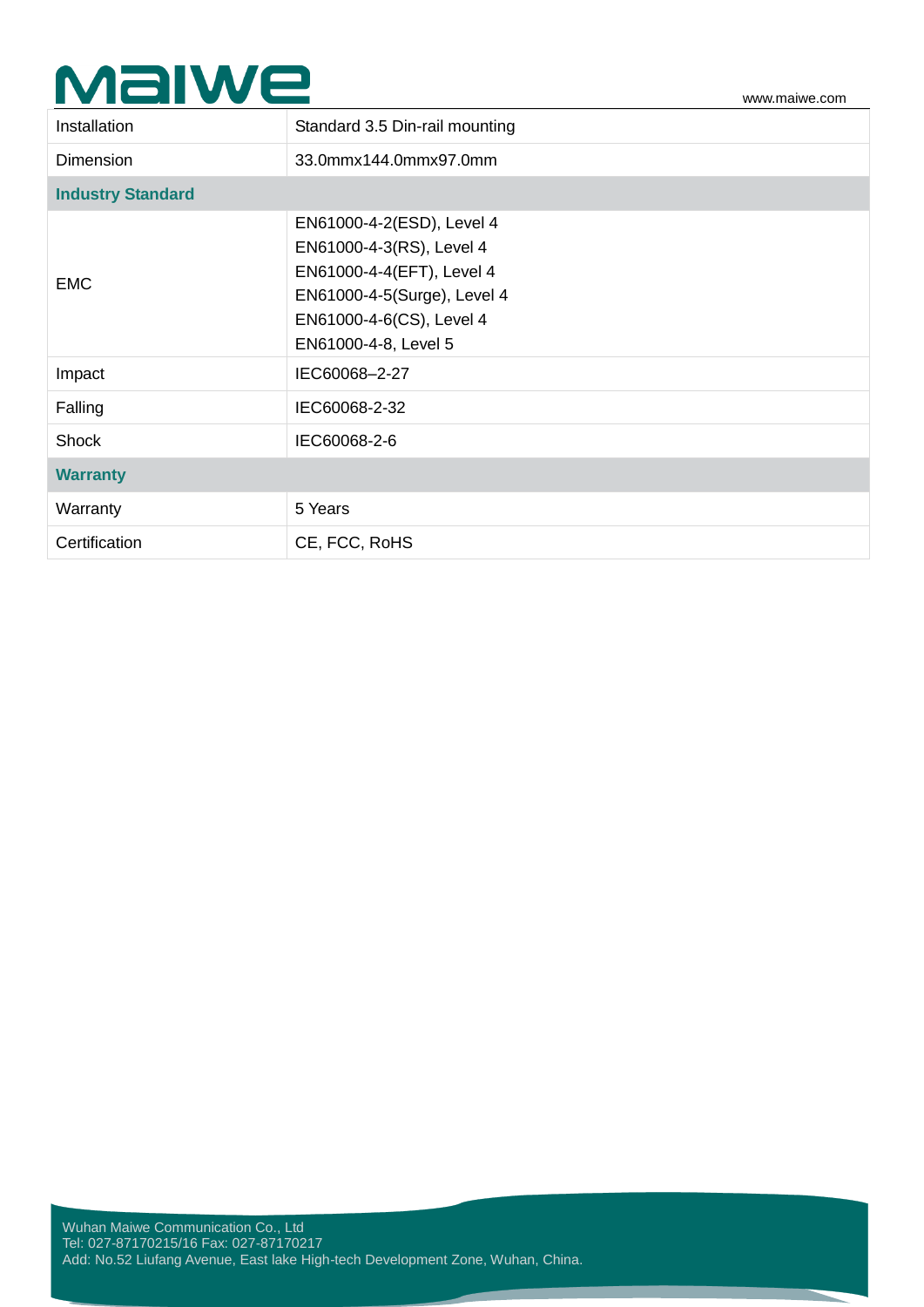| | |
|---|---|
| Installation | Standard 3.5 Din-rail mounting |
| Dimension | 33.0mmx144.0mmx97.0mm |
| **Industry Standard** | |
| EMC | EN61000-4-2(ESD), Level 4<br>EN61000-4-3(RS), Level 4<br>EN61000-4-4(EFT), Level 4<br>EN61000-4-5(Surge), Level 4<br>EN61000-4-6(CS), Level 4<br>EN61000-4-8, Level 5 |
| Impact | IEC60068–2-27 |
| Falling | IEC60068-2-32 |
| Shock | IEC60068-2-6 |
| **Warranty** | |
| Warranty | 5 Years |
| Certification | CE, FCC, RoHS |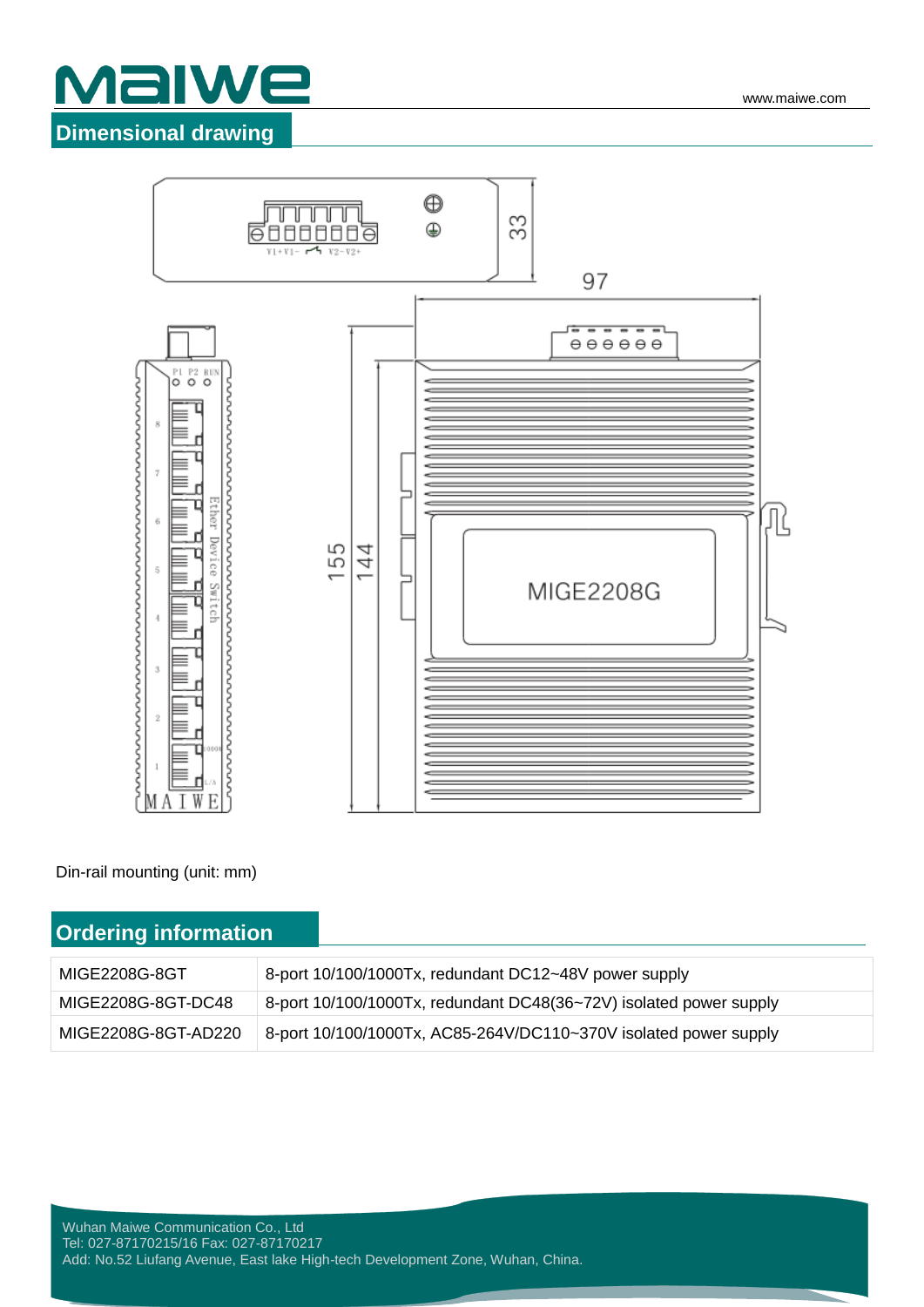## Dimensional drawing

33

97

155

144

MIGE2208G

Din-rail mounting (unit: mm)

## Ordering information

| | |
|---|---|
| MIGE2208G-8GT | 8-port 10/100/1000Tx, redundant DC12~48V power supply |
| MIGE2208G-8GT-DC48 | 8-port 10/100/1000Tx, redundant DC48(36~72V) isolated power supply |
| MIGE2208G-8GT-AD220 | 8-port 10/100/1000Tx, AC85-264V/DC110~370V isolated power supply |

Wuhan Maiwe Communication Co., Ltd
Tel: 027-87170215/16 Fax: 027-87170217
Add: No.52 Liufang Avenue, East lake High-tech Development Zone, Wuhan, China.